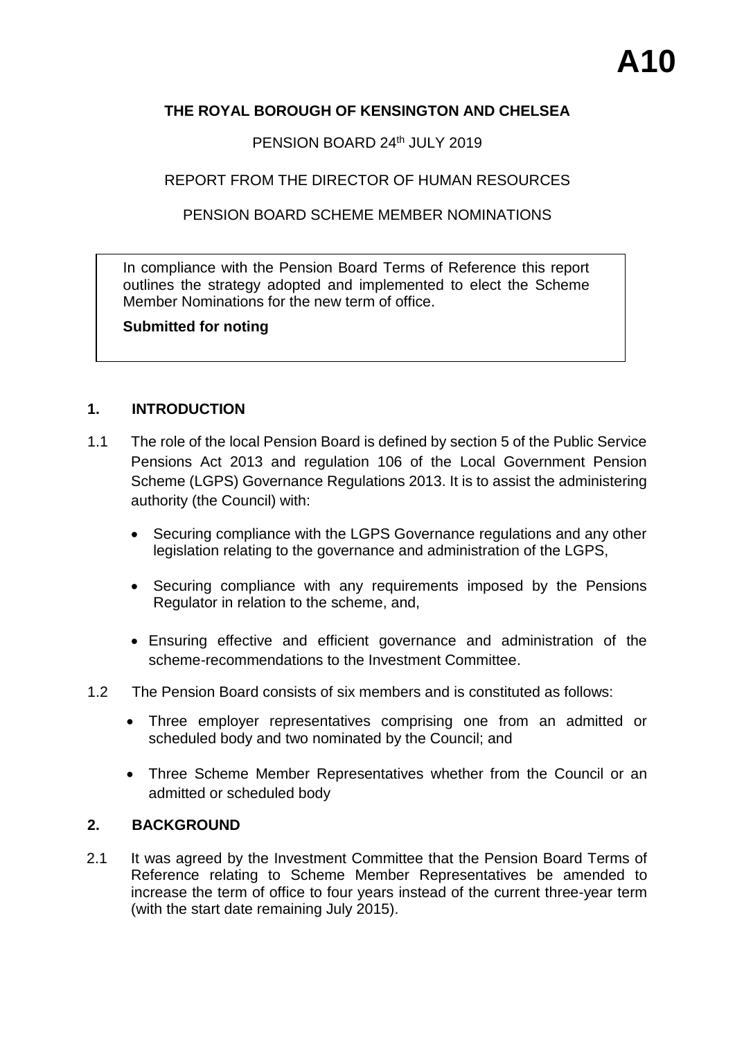**A10**

**THE ROYAL BOROUGH OF KENSINGTON AND CHELSEA**

PENSION BOARD 24th JULY 2019

REPORT FROM THE DIRECTOR OF HUMAN RESOURCES

PENSION BOARD SCHEME MEMBER NOMINATIONS

> In compliance with the Pension Board Terms of Reference this report outlines the strategy adopted and implemented to elect the Scheme Member Nominations for the new term of office.
>
> **Submitted for noting**

## 1. INTRODUCTION

1.1 The role of the local Pension Board is defined by section 5 of the Public Service Pensions Act 2013 and regulation 106 of the Local Government Pension Scheme (LGPS) Governance Regulations 2013. It is to assist the administering authority (the Council) with:

- Securing compliance with the LGPS Governance regulations and any other legislation relating to the governance and administration of the LGPS,
- Securing compliance with any requirements imposed by the Pensions Regulator in relation to the scheme, and,
- Ensuring effective and efficient governance and administration of the scheme-recommendations to the Investment Committee.

1.2 The Pension Board consists of six members and is constituted as follows:

- Three employer representatives comprising one from an admitted or scheduled body and two nominated by the Council; and
- Three Scheme Member Representatives whether from the Council or an admitted or scheduled body

## 2. BACKGROUND

2.1 It was agreed by the Investment Committee that the Pension Board Terms of Reference relating to Scheme Member Representatives be amended to increase the term of office to four years instead of the current three-year term (with the start date remaining July 2015).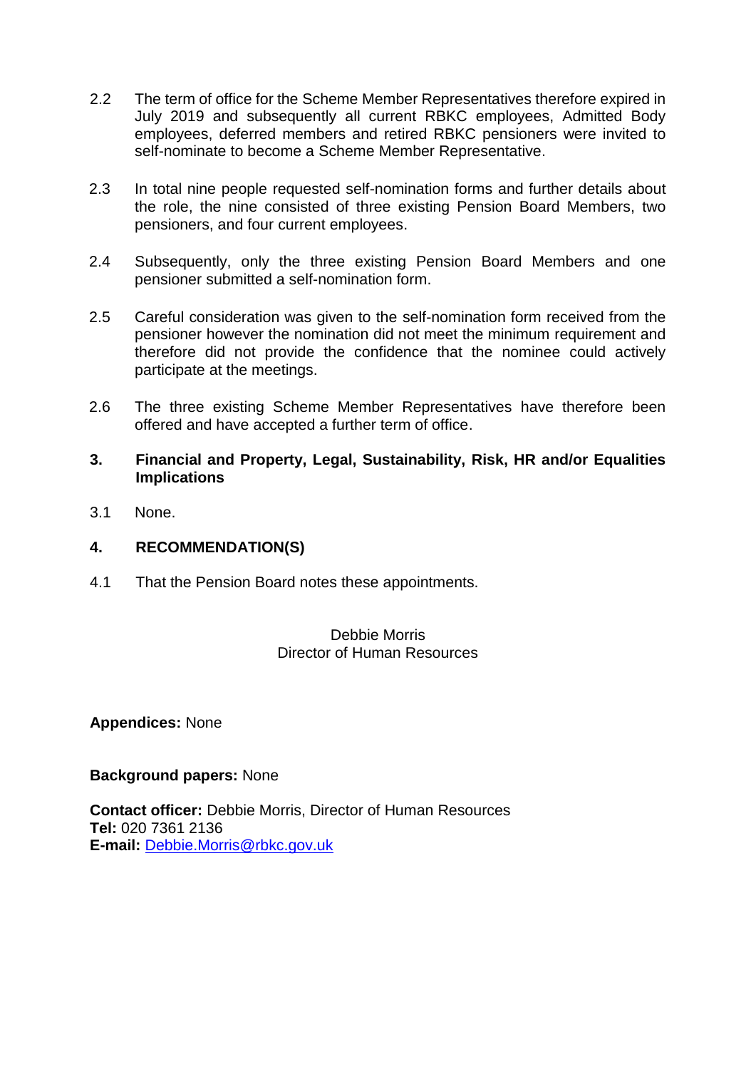2.2 The term of office for the Scheme Member Representatives therefore expired in July 2019 and subsequently all current RBKC employees, Admitted Body employees, deferred members and retired RBKC pensioners were invited to self-nominate to become a Scheme Member Representative.

2.3 In total nine people requested self-nomination forms and further details about the role, the nine consisted of three existing Pension Board Members, two pensioners, and four current employees.

2.4 Subsequently, only the three existing Pension Board Members and one pensioner submitted a self-nomination form.

2.5 Careful consideration was given to the self-nomination form received from the pensioner however the nomination did not meet the minimum requirement and therefore did not provide the confidence that the nominee could actively participate at the meetings.

2.6 The three existing Scheme Member Representatives have therefore been offered and have accepted a further term of office.

## 3. Financial and Property, Legal, Sustainability, Risk, HR and/or Equalities Implications

3.1 None.

## 4. RECOMMENDATION(S)

4.1 That the Pension Board notes these appointments.

Debbie Morris
Director of Human Resources

**Appendices:** None

**Background papers:** None

**Contact officer:** Debbie Morris, Director of Human Resources
**Tel:** 020 7361 2136
**E-mail:** [Debbie.Morris@rbkc.gov.uk](mailto:Debbie.Morris@rbkc.gov.uk)